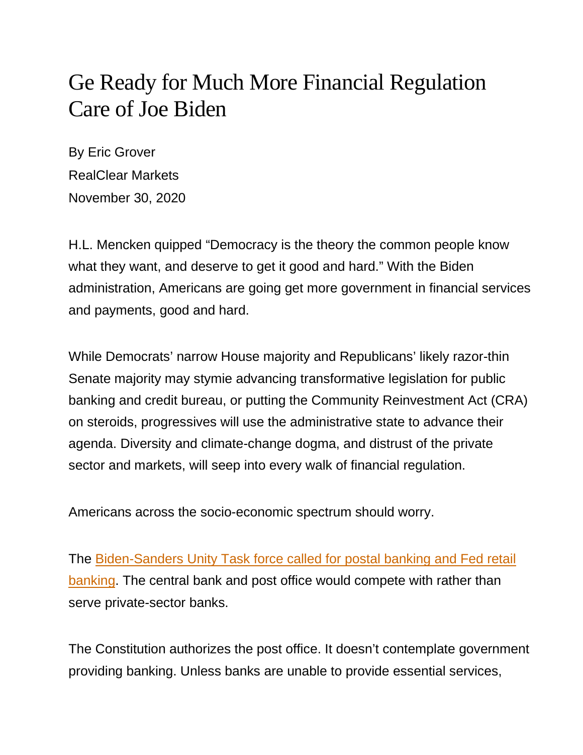# Ge Ready for Much More Financial Regulation Care of Joe Biden

By Eric Grover
RealClear Markets
November 30, 2020

H.L. Mencken quipped “Democracy is the theory the common people know what they want, and deserve to get it good and hard.” With the Biden administration, Americans are going get more government in financial services and payments, good and hard.

While Democrats’ narrow House majority and Republicans’ likely razor-thin Senate majority may stymie advancing transformative legislation for public banking and credit bureau, or putting the Community Reinvestment Act (CRA) on steroids, progressives will use the administrative state to advance their agenda. Diversity and climate-change dogma, and distrust of the private sector and markets, will seep into every walk of financial regulation.

Americans across the socio-economic spectrum should worry.

The Biden-Sanders Unity Task force called for postal banking and Fed retail banking. The central bank and post office would compete with rather than serve private-sector banks.

The Constitution authorizes the post office. It doesn’t contemplate government providing banking. Unless banks are unable to provide essential services,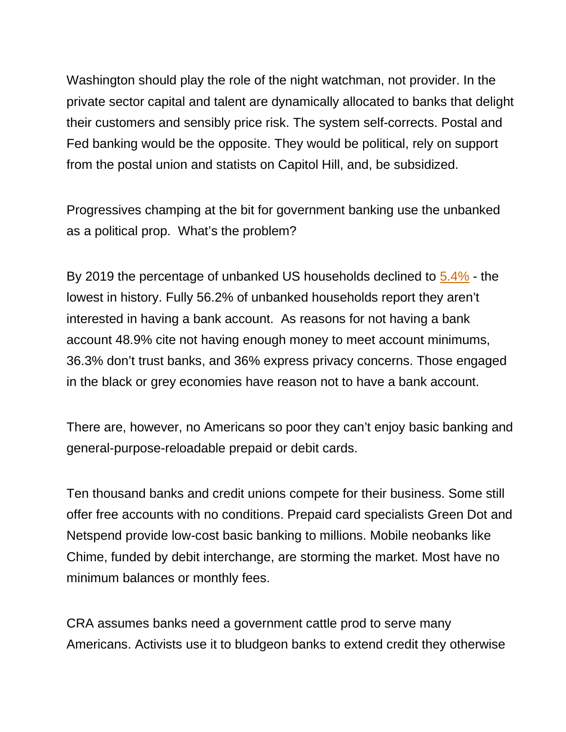Washington should play the role of the night watchman, not provider. In the private sector capital and talent are dynamically allocated to banks that delight their customers and sensibly price risk. The system self-corrects. Postal and Fed banking would be the opposite. They would be political, rely on support from the postal union and statists on Capitol Hill, and, be subsidized.

Progressives champing at the bit for government banking use the unbanked as a political prop.  What's the problem?

By 2019 the percentage of unbanked US households declined to [5.4%]() - the lowest in history. Fully 56.2% of unbanked households report they aren't interested in having a bank account.  As reasons for not having a bank account 48.9% cite not having enough money to meet account minimums, 36.3% don't trust banks, and 36% express privacy concerns. Those engaged in the black or grey economies have reason not to have a bank account.

There are, however, no Americans so poor they can't enjoy basic banking and general-purpose-reloadable prepaid or debit cards.

Ten thousand banks and credit unions compete for their business. Some still offer free accounts with no conditions. Prepaid card specialists Green Dot and Netspend provide low-cost basic banking to millions. Mobile neobanks like Chime, funded by debit interchange, are storming the market. Most have no minimum balances or monthly fees.

CRA assumes banks need a government cattle prod to serve many Americans. Activists use it to bludgeon banks to extend credit they otherwise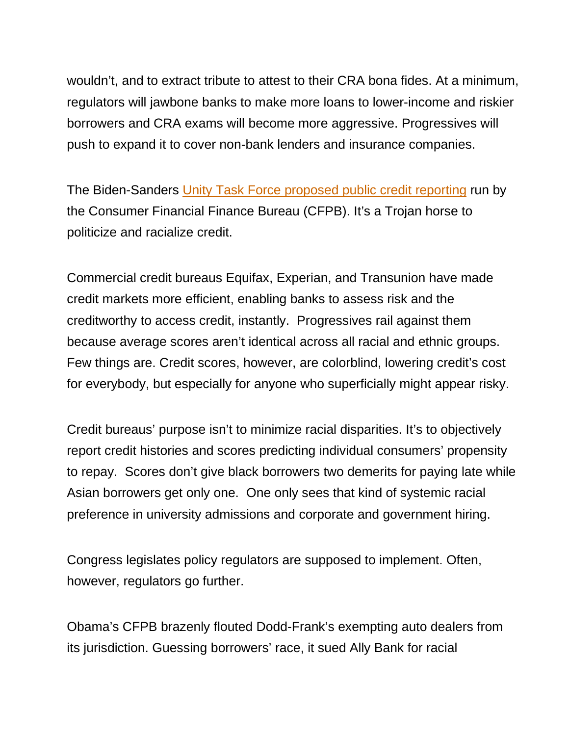wouldn't, and to extract tribute to attest to their CRA bona fides. At a minimum, regulators will jawbone banks to make more loans to lower-income and riskier borrowers and CRA exams will become more aggressive. Progressives will push to expand it to cover non-bank lenders and insurance companies.

The Biden-Sanders Unity Task Force proposed public credit reporting run by the Consumer Financial Finance Bureau (CFPB). It's a Trojan horse to politicize and racialize credit.

Commercial credit bureaus Equifax, Experian, and Transunion have made credit markets more efficient, enabling banks to assess risk and the creditworthy to access credit, instantly. Progressives rail against them because average scores aren't identical across all racial and ethnic groups. Few things are. Credit scores, however, are colorblind, lowering credit's cost for everybody, but especially for anyone who superficially might appear risky.

Credit bureaus' purpose isn't to minimize racial disparities. It's to objectively report credit histories and scores predicting individual consumers' propensity to repay. Scores don't give black borrowers two demerits for paying late while Asian borrowers get only one. One only sees that kind of systemic racial preference in university admissions and corporate and government hiring.

Congress legislates policy regulators are supposed to implement. Often, however, regulators go further.

Obama's CFPB brazenly flouted Dodd-Frank's exempting auto dealers from its jurisdiction. Guessing borrowers' race, it sued Ally Bank for racial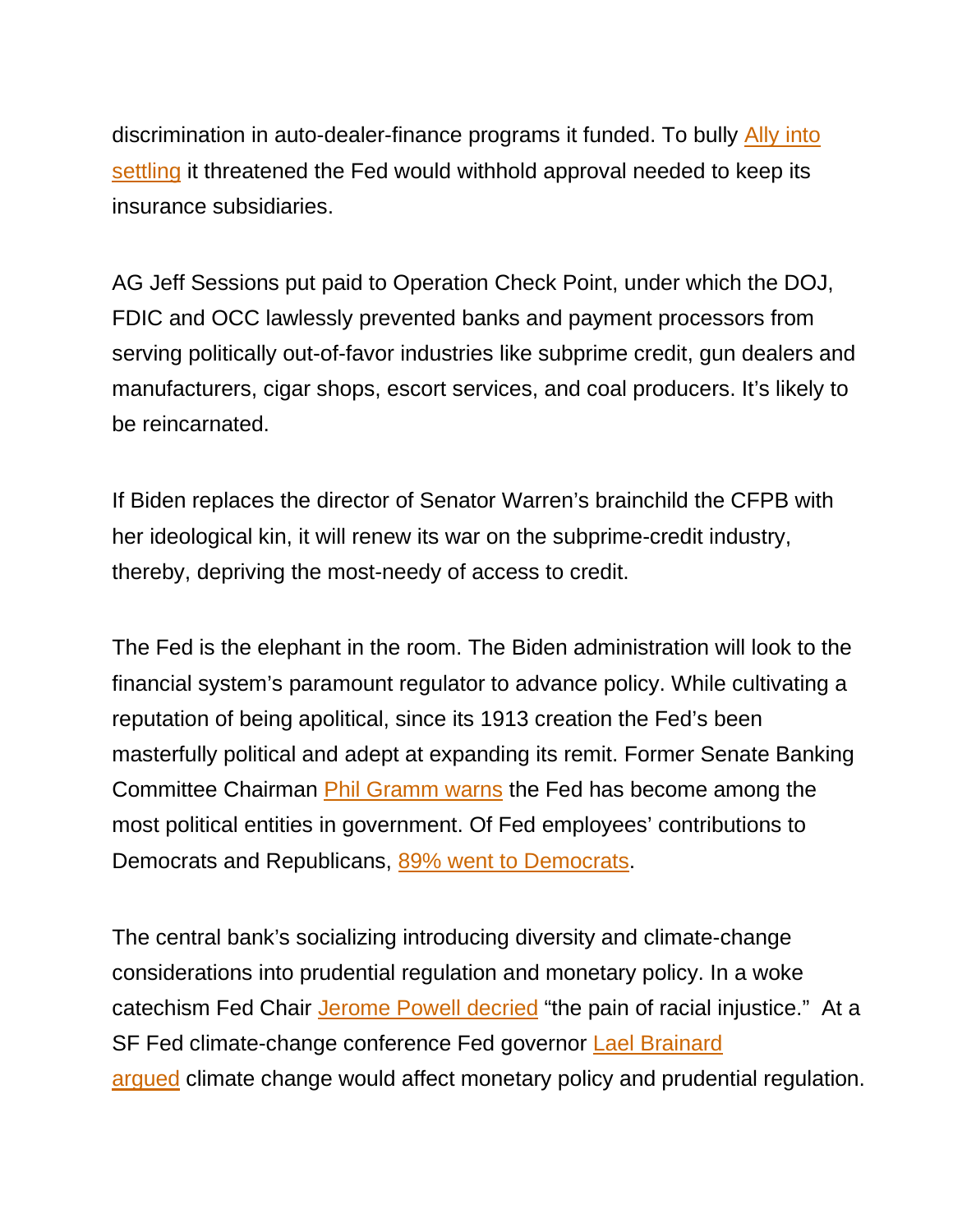discrimination in auto-dealer-finance programs it funded. To bully Ally into settling it threatened the Fed would withhold approval needed to keep its insurance subsidiaries.

AG Jeff Sessions put paid to Operation Check Point, under which the DOJ, FDIC and OCC lawlessly prevented banks and payment processors from serving politically out-of-favor industries like subprime credit, gun dealers and manufacturers, cigar shops, escort services, and coal producers. It's likely to be reincarnated.

If Biden replaces the director of Senator Warren's brainchild the CFPB with her ideological kin, it will renew its war on the subprime-credit industry, thereby, depriving the most-needy of access to credit.

The Fed is the elephant in the room. The Biden administration will look to the financial system's paramount regulator to advance policy. While cultivating a reputation of being apolitical, since its 1913 creation the Fed's been masterfully political and adept at expanding its remit. Former Senate Banking Committee Chairman Phil Gramm warns the Fed has become among the most political entities in government. Of Fed employees' contributions to Democrats and Republicans, 89% went to Democrats.

The central bank's socializing introducing diversity and climate-change considerations into prudential regulation and monetary policy. In a woke catechism Fed Chair Jerome Powell decried "the pain of racial injustice." At a SF Fed climate-change conference Fed governor Lael Brainard argued climate change would affect monetary policy and prudential regulation.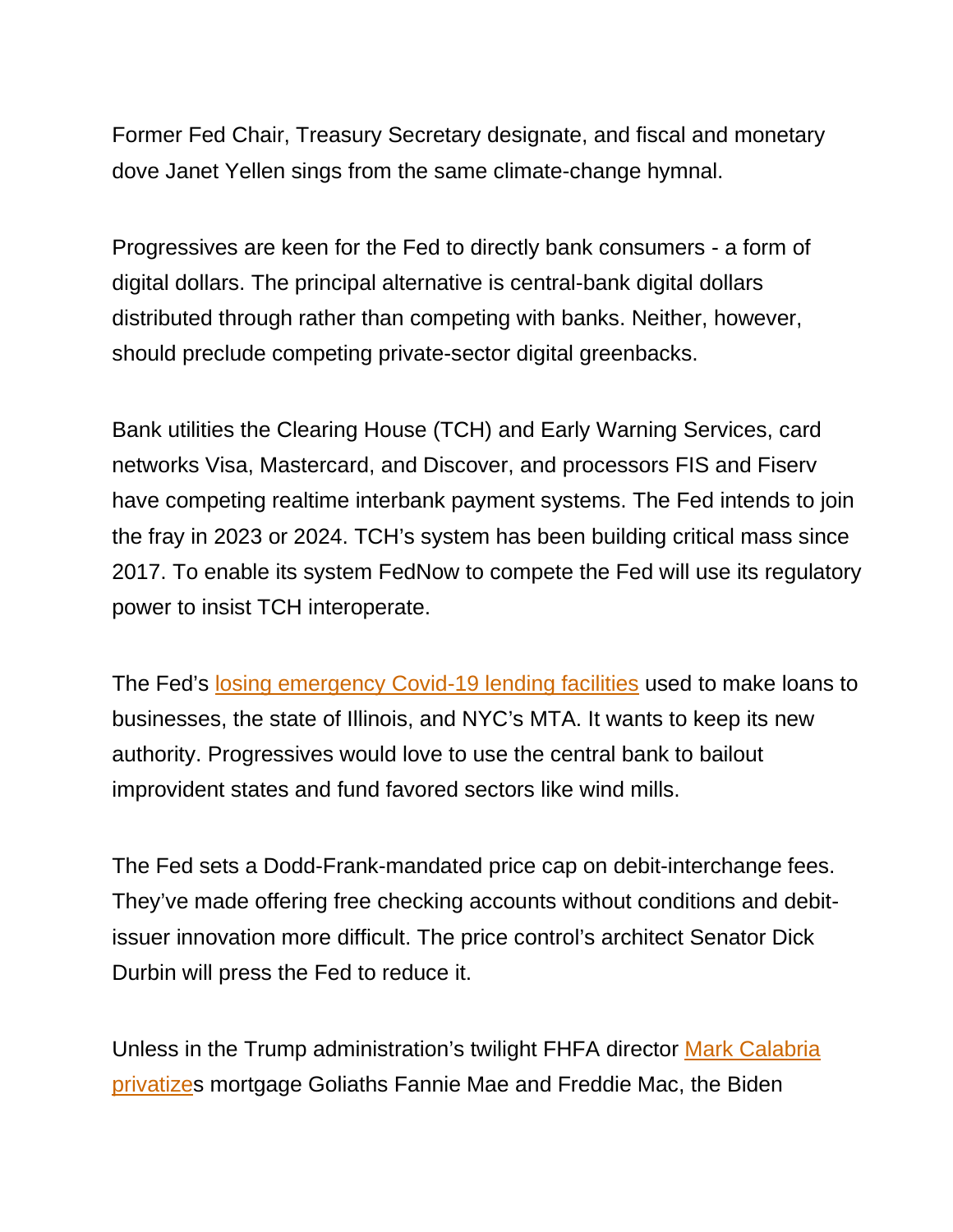Former Fed Chair, Treasury Secretary designate, and fiscal and monetary dove Janet Yellen sings from the same climate-change hymnal.

Progressives are keen for the Fed to directly bank consumers - a form of digital dollars. The principal alternative is central-bank digital dollars distributed through rather than competing with banks. Neither, however, should preclude competing private-sector digital greenbacks.

Bank utilities the Clearing House (TCH) and Early Warning Services, card networks Visa, Mastercard, and Discover, and processors FIS and Fiserv have competing realtime interbank payment systems. The Fed intends to join the fray in 2023 or 2024. TCH's system has been building critical mass since 2017. To enable its system FedNow to compete the Fed will use its regulatory power to insist TCH interoperate.

The Fed's losing emergency Covid-19 lending facilities used to make loans to businesses, the state of Illinois, and NYC's MTA. It wants to keep its new authority. Progressives would love to use the central bank to bailout improvident states and fund favored sectors like wind mills.

The Fed sets a Dodd-Frank-mandated price cap on debit-interchange fees. They've made offering free checking accounts without conditions and debit-issuer innovation more difficult. The price control's architect Senator Dick Durbin will press the Fed to reduce it.

Unless in the Trump administration's twilight FHFA director Mark Calabria privatizes mortgage Goliaths Fannie Mae and Freddie Mac, the Biden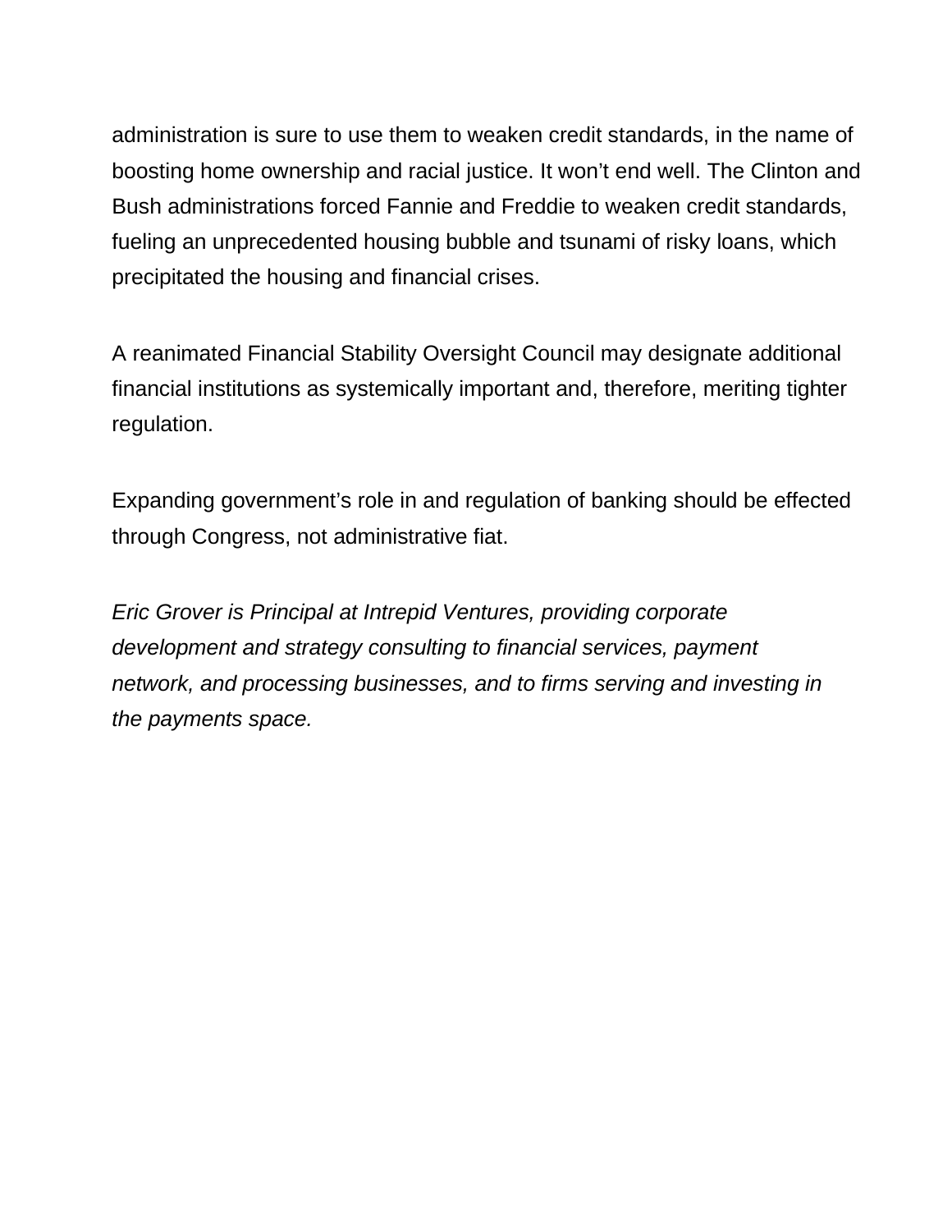administration is sure to use them to weaken credit standards, in the name of boosting home ownership and racial justice. It won't end well. The Clinton and Bush administrations forced Fannie and Freddie to weaken credit standards, fueling an unprecedented housing bubble and tsunami of risky loans, which precipitated the housing and financial crises.

A reanimated Financial Stability Oversight Council may designate additional financial institutions as systemically important and, therefore, meriting tighter regulation.

Expanding government's role in and regulation of banking should be effected through Congress, not administrative fiat.

*Eric Grover is Principal at Intrepid Ventures, providing corporate development and strategy consulting to financial services, payment network, and processing businesses, and to firms serving and investing in the payments space.*